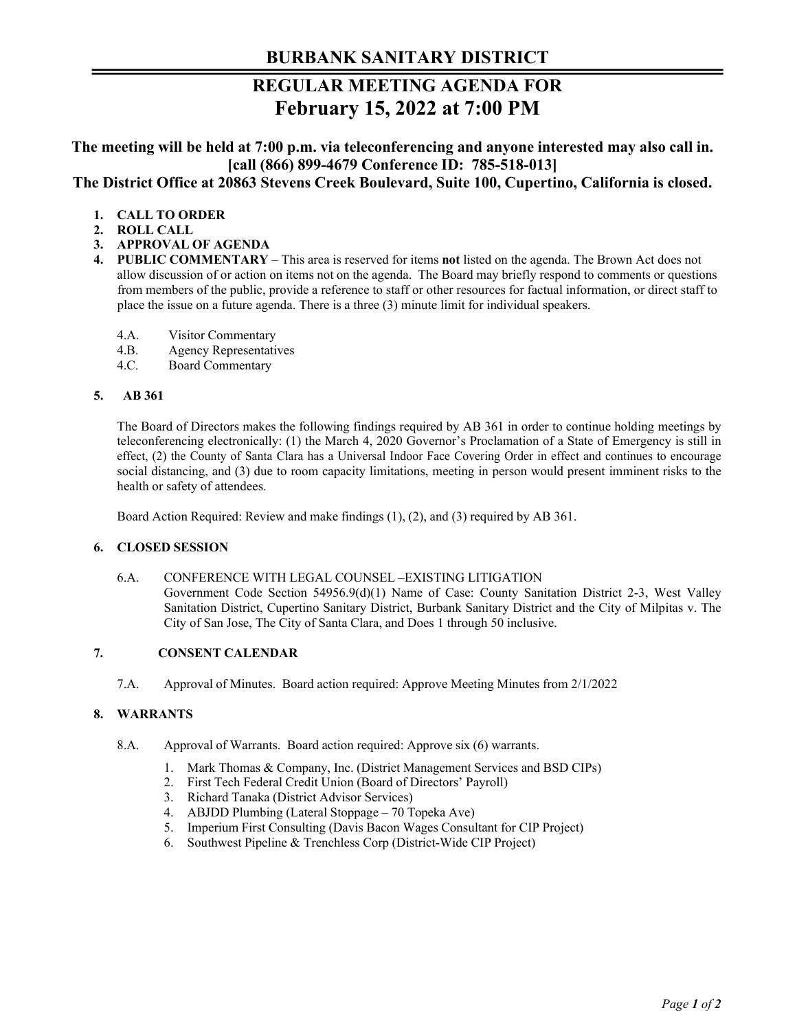# BURBANK SANITARY DISTRICT

## REGULAR MEETING AGENDA FOR
## February 15, 2022 at 7:00 PM

**The meeting will be held at 7:00 p.m. via teleconferencing and anyone interested may also call in. [call (866) 899-4679 Conference ID: 785-518-013]**
**The District Office at 20863 Stevens Creek Boulevard, Suite 100, Cupertino, California is closed.**

1. **CALL TO ORDER**
2. **ROLL CALL**
3. **APPROVAL OF AGENDA**
4. **PUBLIC COMMENTARY** – This area is reserved for items **not** listed on the agenda. The Brown Act does not allow discussion of or action on items not on the agenda. The Board may briefly respond to comments or questions from members of the public, provide a reference to staff or other resources for factual information, or direct staff to place the issue on a future agenda. There is a three (3) minute limit for individual speakers.

   4.A. Visitor Commentary
   4.B. Agency Representatives
   4.C. Board Commentary

5. **AB 361**

   The Board of Directors makes the following findings required by AB 361 in order to continue holding meetings by teleconferencing electronically: (1) the March 4, 2020 Governor's Proclamation of a State of Emergency is still in effect, (2) the County of Santa Clara has a Universal Indoor Face Covering Order in effect and continues to encourage social distancing, and (3) due to room capacity limitations, meeting in person would present imminent risks to the health or safety of attendees.

   Board Action Required: Review and make findings (1), (2), and (3) required by AB 361.

6. **CLOSED SESSION**

   6.A. CONFERENCE WITH LEGAL COUNSEL –EXISTING LITIGATION
   Government Code Section 54956.9(d)(1) Name of Case: County Sanitation District 2-3, West Valley Sanitation District, Cupertino Sanitary District, Burbank Sanitary District and the City of Milpitas v. The City of San Jose, The City of Santa Clara, and Does 1 through 50 inclusive.

7. **CONSENT CALENDAR**

   7.A. Approval of Minutes. Board action required: Approve Meeting Minutes from 2/1/2022

8. **WARRANTS**

   8.A. Approval of Warrants. Board action required: Approve six (6) warrants.

   1. Mark Thomas & Company, Inc. (District Management Services and BSD CIPs)
   2. First Tech Federal Credit Union (Board of Directors' Payroll)
   3. Richard Tanaka (District Advisor Services)
   4. ABJDD Plumbing (Lateral Stoppage – 70 Topeka Ave)
   5. Imperium First Consulting (Davis Bacon Wages Consultant for CIP Project)
   6. Southwest Pipeline & Trenchless Corp (District-Wide CIP Project)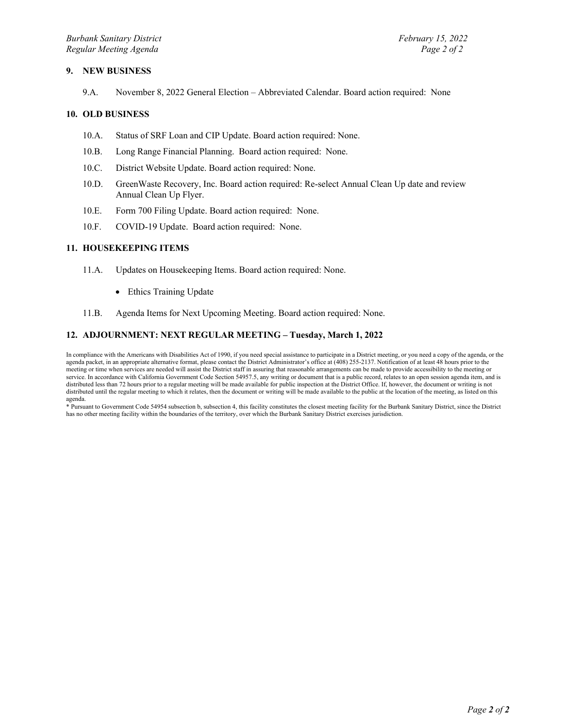## 9. NEW BUSINESS

9.A. November 8, 2022 General Election – Abbreviated Calendar. Board action required: None

## 10. OLD BUSINESS

10.A. Status of SRF Loan and CIP Update. Board action required: None.

10.B. Long Range Financial Planning. Board action required: None.

10.C. District Website Update. Board action required: None.

10.D. GreenWaste Recovery, Inc. Board action required: Re-select Annual Clean Up date and review Annual Clean Up Flyer.

10.E. Form 700 Filing Update. Board action required: None.

10.F. COVID-19 Update. Board action required: None.

## 11. HOUSEKEEPING ITEMS

11.A. Updates on Housekeeping Items. Board action required: None.

- Ethics Training Update

11.B. Agenda Items for Next Upcoming Meeting. Board action required: None.

## 12. ADJOURNMENT: NEXT REGULAR MEETING – Tuesday, March 1, 2022

In compliance with the Americans with Disabilities Act of 1990, if you need special assistance to participate in a District meeting, or you need a copy of the agenda, or the agenda packet, in an appropriate alternative format, please contact the District Administrator's office at (408) 255-2137. Notification of at least 48 hours prior to the meeting or time when services are needed will assist the District staff in assuring that reasonable arrangements can be made to provide accessibility to the meeting or service. In accordance with California Government Code Section 54957.5, any writing or document that is a public record, relates to an open session agenda item, and is distributed less than 72 hours prior to a regular meeting will be made available for public inspection at the District Office. If, however, the document or writing is not distributed until the regular meeting to which it relates, then the document or writing will be made available to the public at the location of the meeting, as listed on this agenda.

\* Pursuant to Government Code 54954 subsection b, subsection 4, this facility constitutes the closest meeting facility for the Burbank Sanitary District, since the District has no other meeting facility within the boundaries of the territory, over which the Burbank Sanitary District exercises jurisdiction.